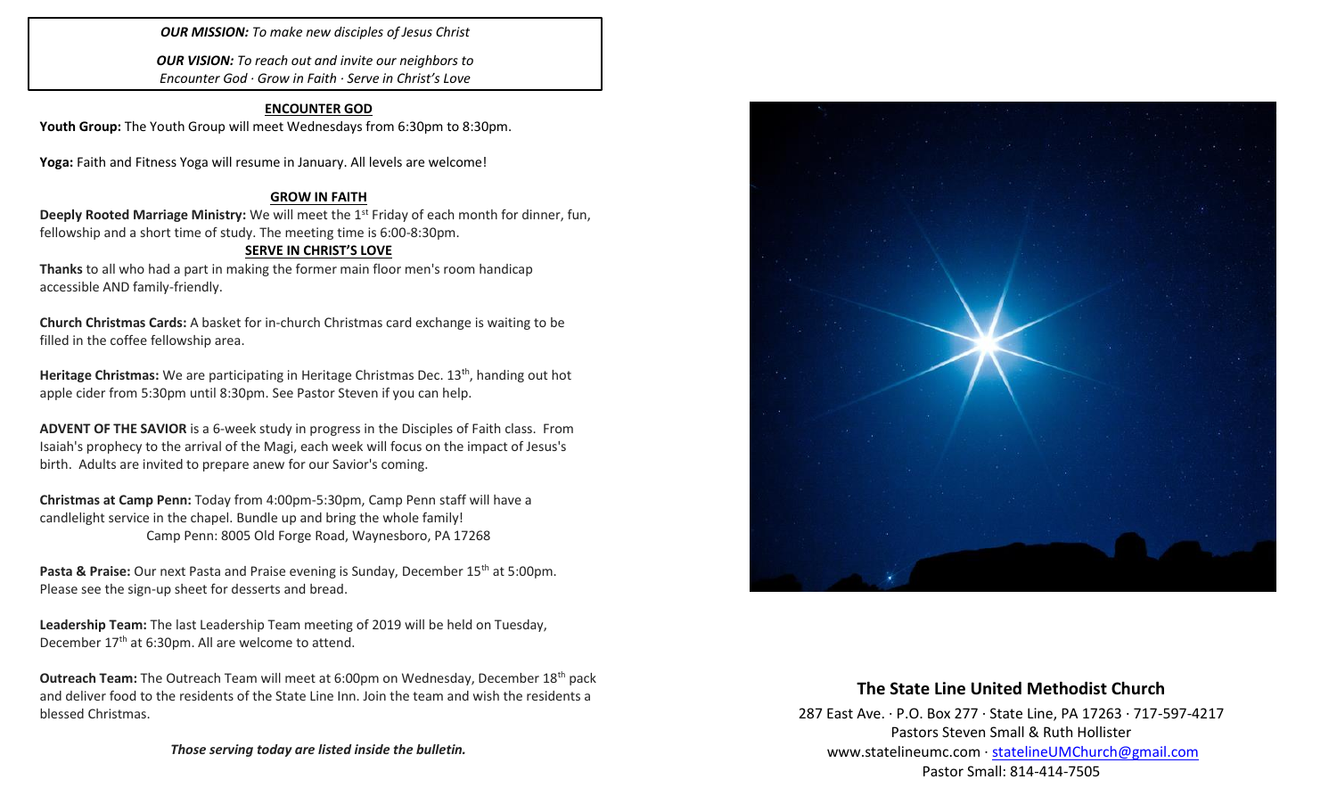***OUR MISSION:*** *To make new disciples of Jesus Christ*

***OUR VISION:*** *To reach out and invite our neighbors to Encounter God · Grow in Faith · Serve in Christ's Love*

## ENCOUNTER GOD

**Youth Group:** The Youth Group will meet Wednesdays from 6:30pm to 8:30pm.

**Yoga:** Faith and Fitness Yoga will resume in January. All levels are welcome!

## GROW IN FAITH

**Deeply Rooted Marriage Ministry:** We will meet the 1st Friday of each month for dinner, fun, fellowship and a short time of study. The meeting time is 6:00-8:30pm.

## SERVE IN CHRIST'S LOVE

**Thanks** to all who had a part in making the former main floor men's room handicap accessible AND family-friendly.

**Church Christmas Cards:** A basket for in-church Christmas card exchange is waiting to be filled in the coffee fellowship area.

**Heritage Christmas:** We are participating in Heritage Christmas Dec. 13th, handing out hot apple cider from 5:30pm until 8:30pm. See Pastor Steven if you can help.

**ADVENT OF THE SAVIOR** is a 6-week study in progress in the Disciples of Faith class. From Isaiah's prophecy to the arrival of the Magi, each week will focus on the impact of Jesus's birth. Adults are invited to prepare anew for our Savior's coming.

**Christmas at Camp Penn:** Today from 4:00pm-5:30pm, Camp Penn staff will have a candlelight service in the chapel. Bundle up and bring the whole family!
Camp Penn: 8005 Old Forge Road, Waynesboro, PA 17268

**Pasta & Praise:** Our next Pasta and Praise evening is Sunday, December 15th at 5:00pm. Please see the sign-up sheet for desserts and bread.

**Leadership Team:** The last Leadership Team meeting of 2019 will be held on Tuesday, December 17th at 6:30pm. All are welcome to attend.

**Outreach Team:** The Outreach Team will meet at 6:00pm on Wednesday, December 18th pack and deliver food to the residents of the State Line Inn. Join the team and wish the residents a blessed Christmas.

***Those serving today are listed inside the bulletin.***

## The State Line United Methodist Church

287 East Ave. · P.O. Box 277 · State Line, PA 17263 · 717-597-4217
Pastors Steven Small & Ruth Hollister
www.statelineumc.com · statelineUMChurch@gmail.com
Pastor Small: 814-414-7505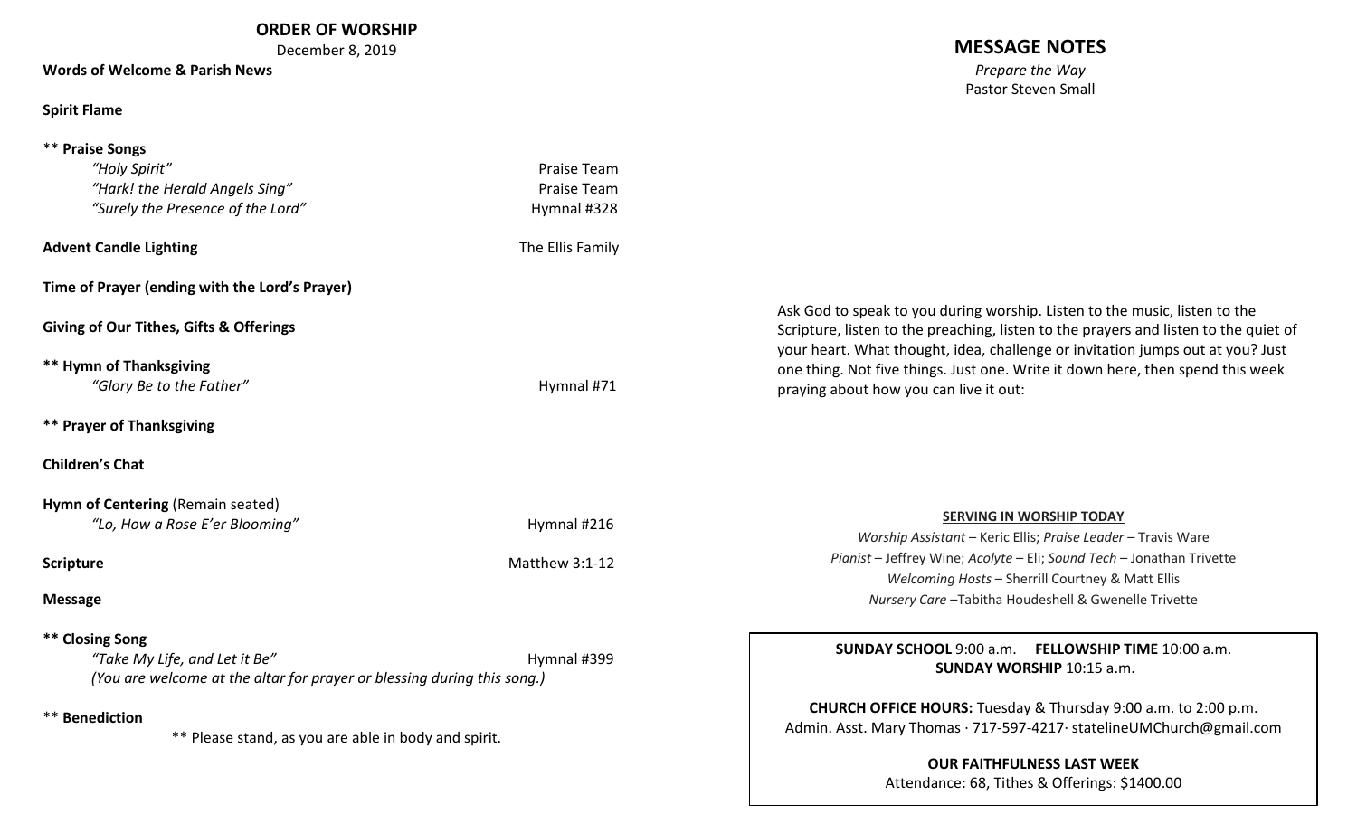## ORDER OF WORSHIP

December 8, 2019

**Words of Welcome & Parish News**

**Spirit Flame**

** **Praise Songs**

*"Holy Spirit"* — Praise Team
*"Hark! the Herald Angels Sing"* — Praise Team
*"Surely the Presence of the Lord"* — Hymnal #328

**Advent Candle Lighting** — The Ellis Family

**Time of Prayer (ending with the Lord's Prayer)**

**Giving of Our Tithes, Gifts & Offerings**

** **Hymn of Thanksgiving**

*"Glory Be to the Father"* — Hymnal #71

** **Prayer of Thanksgiving**

**Children's Chat**

**Hymn of Centering** (Remain seated)

*"Lo, How a Rose E'er Blooming"* — Hymnal #216

**Scripture** — Matthew 3:1-12

**Message**

** **Closing Song**

*"Take My Life, and Let it Be"* — Hymnal #399
*(You are welcome at the altar for prayer or blessing during this song.)*

** **Benediction**

** Please stand, as you are able in body and spirit.

## MESSAGE NOTES

*Prepare the Way*
Pastor Steven Small

Ask God to speak to you during worship. Listen to the music, listen to the Scripture, listen to the preaching, listen to the prayers and listen to the quiet of your heart. What thought, idea, challenge or invitation jumps out at you? Just one thing. Not five things. Just one. Write it down here, then spend this week praying about how you can live it out:

**SERVING IN WORSHIP TODAY**

*Worship Assistant* – Keric Ellis; *Praise Leader* – Travis Ware
*Pianist* – Jeffrey Wine; *Acolyte* – Eli; *Sound Tech* – Jonathan Trivette
*Welcoming Hosts* – Sherrill Courtney & Matt Ellis
*Nursery Care* –Tabitha Houdeshell & Gwenelle Trivette

**SUNDAY SCHOOL** 9:00 a.m. **FELLOWSHIP TIME** 10:00 a.m.
**SUNDAY WORSHIP** 10:15 a.m.

**CHURCH OFFICE HOURS:** Tuesday & Thursday 9:00 a.m. to 2:00 p.m.
Admin. Asst. Mary Thomas · 717-597-4217· statelineUMChurch@gmail.com

**OUR FAITHFULNESS LAST WEEK**
Attendance: 68, Tithes & Offerings: $1400.00